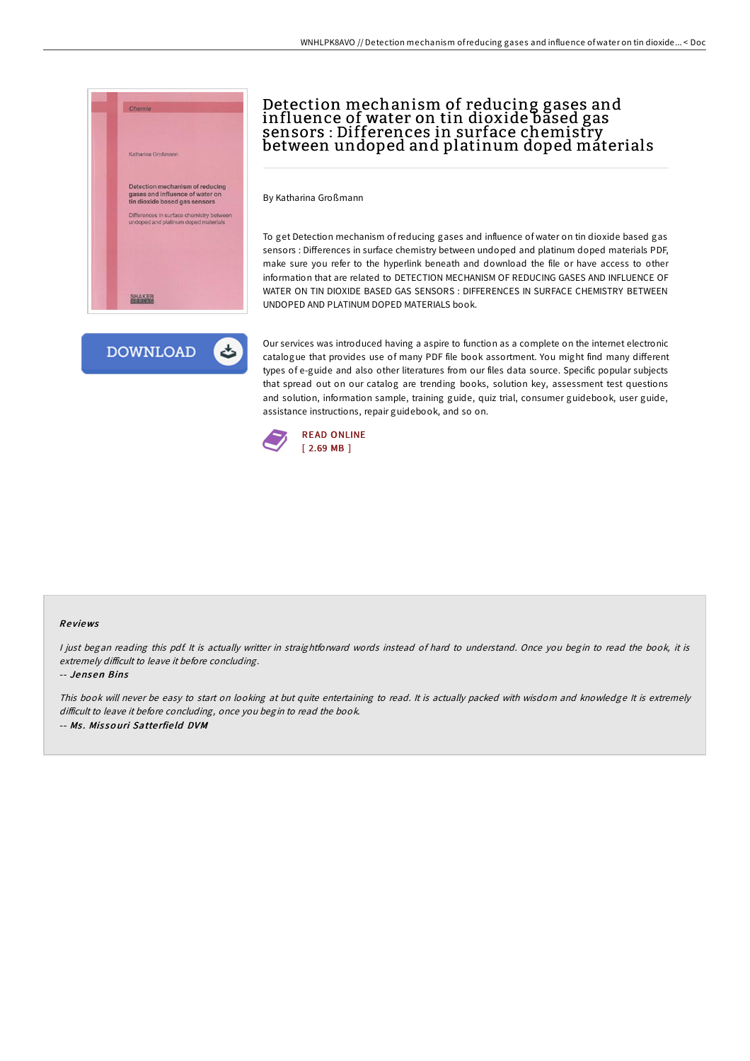# Detection mechanism of reducing gases and influence of water on tin dioxide based gas sensors : Differences in surface chemistry between undoped and platinum doped materials

By Katharina Großmann

To get Detection mechanism of reducing gases and influence of water on tin dioxide based gas sensors : Differences in surface chemistry between undoped and platinum doped materials PDF, make sure you refer to the hyperlink beneath and download the file or have access to other information that are related to DETECTION MECHANISM OF REDUCING GASES AND INFLUENCE OF WATER ON TIN DIOXIDE BASED GAS SENSORS : DIFFERENCES IN SURFACE CHEMISTRY BETWEEN UNDOPED AND PLATINUM DOPED MATERIALS book.

DOWNLOAD

Our services was introduced having a aspire to function as a complete on the internet electronic catalogue that provides use of many PDF file book assortment. You might find many different types of e-guide and also other literatures from our files data source. Specific popular subjects that spread out on our catalog are trending books, solution key, assessment test questions and solution, information sample, training guide, quiz trial, consumer guidebook, user guide, assistance instructions, repair guidebook, and so on.

READ ONLINE
[ 2.69 MB ]

## Reviews

*I just began reading this pdf. It is actually writter in straightforward words instead of hard to understand. Once you begin to read the book, it is extremely difficult to leave it before concluding.*

-- *Jensen Bins*

*This book will never be easy to start on looking at but quite entertaining to read. It is actually packed with wisdom and knowledge It is extremely difficult to leave it before concluding, once you begin to read the book.*

-- *Ms. Missouri Satterfield DVM*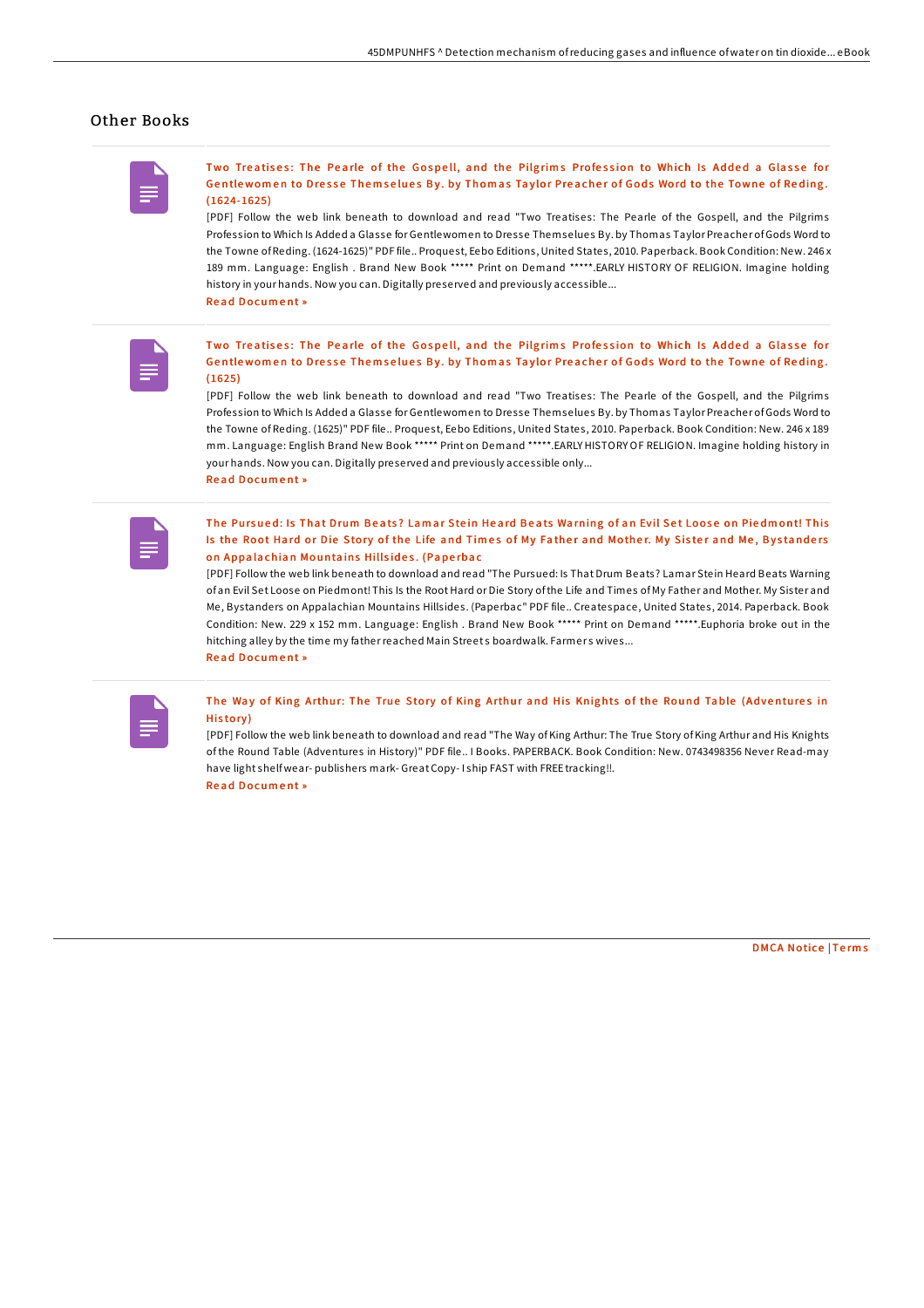## Other Books

### Two Treatises: The Pearle of the Gospell, and the Pilgrims Profession to Which Is Added a Glasse for Gentlewomen to Dresse Themselues By. by Thomas Taylor Preacher of Gods Word to the Towne of Reding. (1624-1625)

[PDF] Follow the web link beneath to download and read "Two Treatises: The Pearle of the Gospell, and the Pilgrims Profession to Which Is Added a Glasse for Gentlewomen to Dresse Themselues By. by Thomas Taylor Preacher of Gods Word to the Towne of Reding. (1624-1625)" PDF file.. Proquest, Eebo Editions, United States, 2010. Paperback. Book Condition: New. 246 x 189 mm. Language: English . Brand New Book ***** Print on Demand *****.EARLY HISTORY OF RELIGION. Imagine holding history in your hands. Now you can. Digitally preserved and previously accessible...

Read Document »

### Two Treatises: The Pearle of the Gospell, and the Pilgrims Profession to Which Is Added a Glasse for Gentlewomen to Dresse Themselues By. by Thomas Taylor Preacher of Gods Word to the Towne of Reding. (1625)

[PDF] Follow the web link beneath to download and read "Two Treatises: The Pearle of the Gospell, and the Pilgrims Profession to Which Is Added a Glasse for Gentlewomen to Dresse Themselues By. by Thomas Taylor Preacher of Gods Word to the Towne of Reding. (1625)" PDF file.. Proquest, Eebo Editions, United States, 2010. Paperback. Book Condition: New. 246 x 189 mm. Language: English Brand New Book ***** Print on Demand *****.EARLY HISTORY OF RELIGION. Imagine holding history in your hands. Now you can. Digitally preserved and previously accessible only...

Read Document »

### The Pursued: Is That Drum Beats? Lamar Stein Heard Beats Warning of an Evil Set Loose on Piedmont! This Is the Root Hard or Die Story of the Life and Times of My Father and Mother. My Sister and Me, Bystanders on Appalachian Mountains Hillsides. (Paperbac

[PDF] Follow the web link beneath to download and read "The Pursued: Is That Drum Beats? Lamar Stein Heard Beats Warning of an Evil Set Loose on Piedmont! This Is the Root Hard or Die Story of the Life and Times of My Father and Mother. My Sister and Me, Bystanders on Appalachian Mountains Hillsides. (Paperbac" PDF file.. Createspace, United States, 2014. Paperback. Book Condition: New. 229 x 152 mm. Language: English . Brand New Book ***** Print on Demand *****.Euphoria broke out in the hitching alley by the time my father reached Main Street s boardwalk. Farmer s wives...

Read Document »

### The Way of King Arthur: The True Story of King Arthur and His Knights of the Round Table (Adventures in History)

[PDF] Follow the web link beneath to download and read "The Way of King Arthur: The True Story of King Arthur and His Knights of the Round Table (Adventures in History)" PDF file.. I Books. PAPERBACK. Book Condition: New. 0743498356 Never Read-may have light shelf wear- publishers mark- Great Copy- I ship FAST with FREE tracking!!.

Read Document »